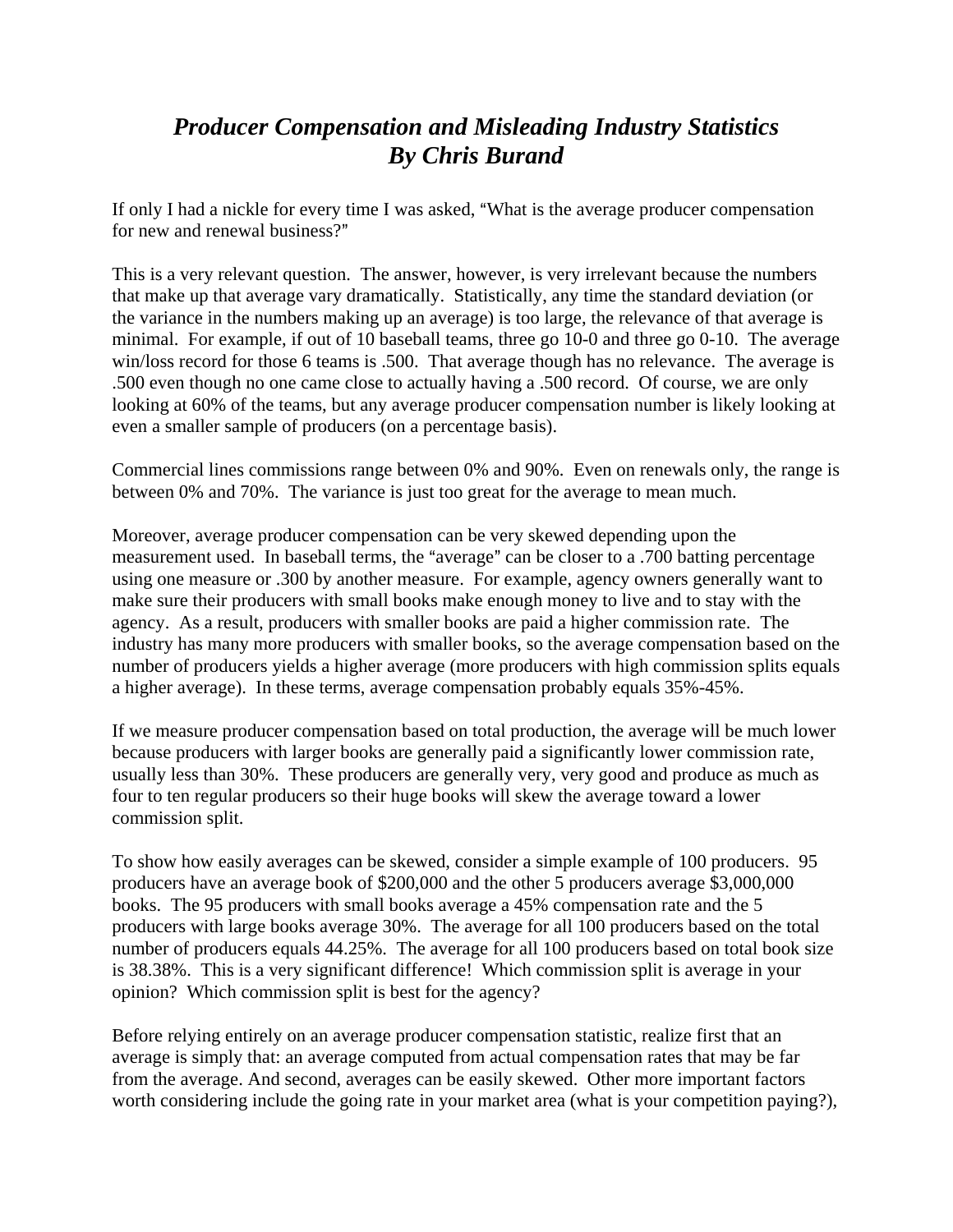# *Producer Compensation and Misleading Industry Statistics*
# *By Chris Burand*

If only I had a nickle for every time I was asked, "What is the average producer compensation for new and renewal business?"

This is a very relevant question. The answer, however, is very irrelevant because the numbers that make up that average vary dramatically. Statistically, any time the standard deviation (or the variance in the numbers making up an average) is too large, the relevance of that average is minimal. For example, if out of 10 baseball teams, three go 10-0 and three go 0-10. The average win/loss record for those 6 teams is .500. That average though has no relevance. The average is .500 even though no one came close to actually having a .500 record. Of course, we are only looking at 60% of the teams, but any average producer compensation number is likely looking at even a smaller sample of producers (on a percentage basis).

Commercial lines commissions range between 0% and 90%. Even on renewals only, the range is between 0% and 70%. The variance is just too great for the average to mean much.

Moreover, average producer compensation can be very skewed depending upon the measurement used. In baseball terms, the "average" can be closer to a .700 batting percentage using one measure or .300 by another measure. For example, agency owners generally want to make sure their producers with small books make enough money to live and to stay with the agency. As a result, producers with smaller books are paid a higher commission rate. The industry has many more producers with smaller books, so the average compensation based on the number of producers yields a higher average (more producers with high commission splits equals a higher average). In these terms, average compensation probably equals 35%-45%.

If we measure producer compensation based on total production, the average will be much lower because producers with larger books are generally paid a significantly lower commission rate, usually less than 30%. These producers are generally very, very good and produce as much as four to ten regular producers so their huge books will skew the average toward a lower commission split.

To show how easily averages can be skewed, consider a simple example of 100 producers. 95 producers have an average book of $200,000 and the other 5 producers average $3,000,000 books. The 95 producers with small books average a 45% compensation rate and the 5 producers with large books average 30%. The average for all 100 producers based on the total number of producers equals 44.25%. The average for all 100 producers based on total book size is 38.38%. This is a very significant difference! Which commission split is average in your opinion? Which commission split is best for the agency?

Before relying entirely on an average producer compensation statistic, realize first that an average is simply that: an average computed from actual compensation rates that may be far from the average. And second, averages can be easily skewed. Other more important factors worth considering include the going rate in your market area (what is your competition paying?),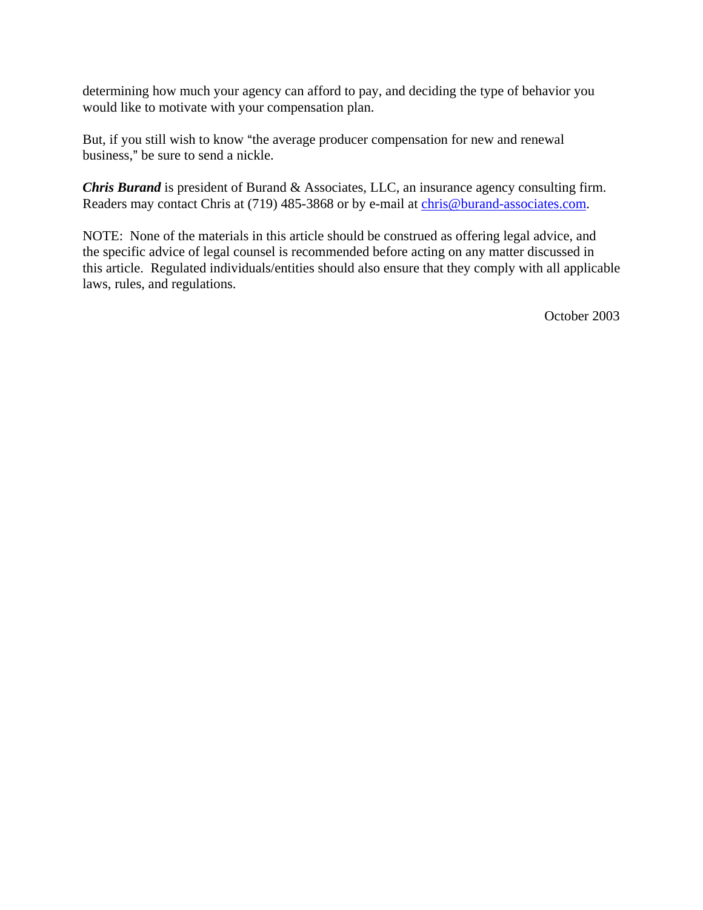determining how much your agency can afford to pay, and deciding the type of behavior you would like to motivate with your compensation plan.

But, if you still wish to know "the average producer compensation for new and renewal business," be sure to send a nickle.

***Chris Burand*** is president of Burand & Associates, LLC, an insurance agency consulting firm. Readers may contact Chris at (719) 485-3868 or by e-mail at chris@burand-associates.com.

NOTE: None of the materials in this article should be construed as offering legal advice, and the specific advice of legal counsel is recommended before acting on any matter discussed in this article. Regulated individuals/entities should also ensure that they comply with all applicable laws, rules, and regulations.

October 2003